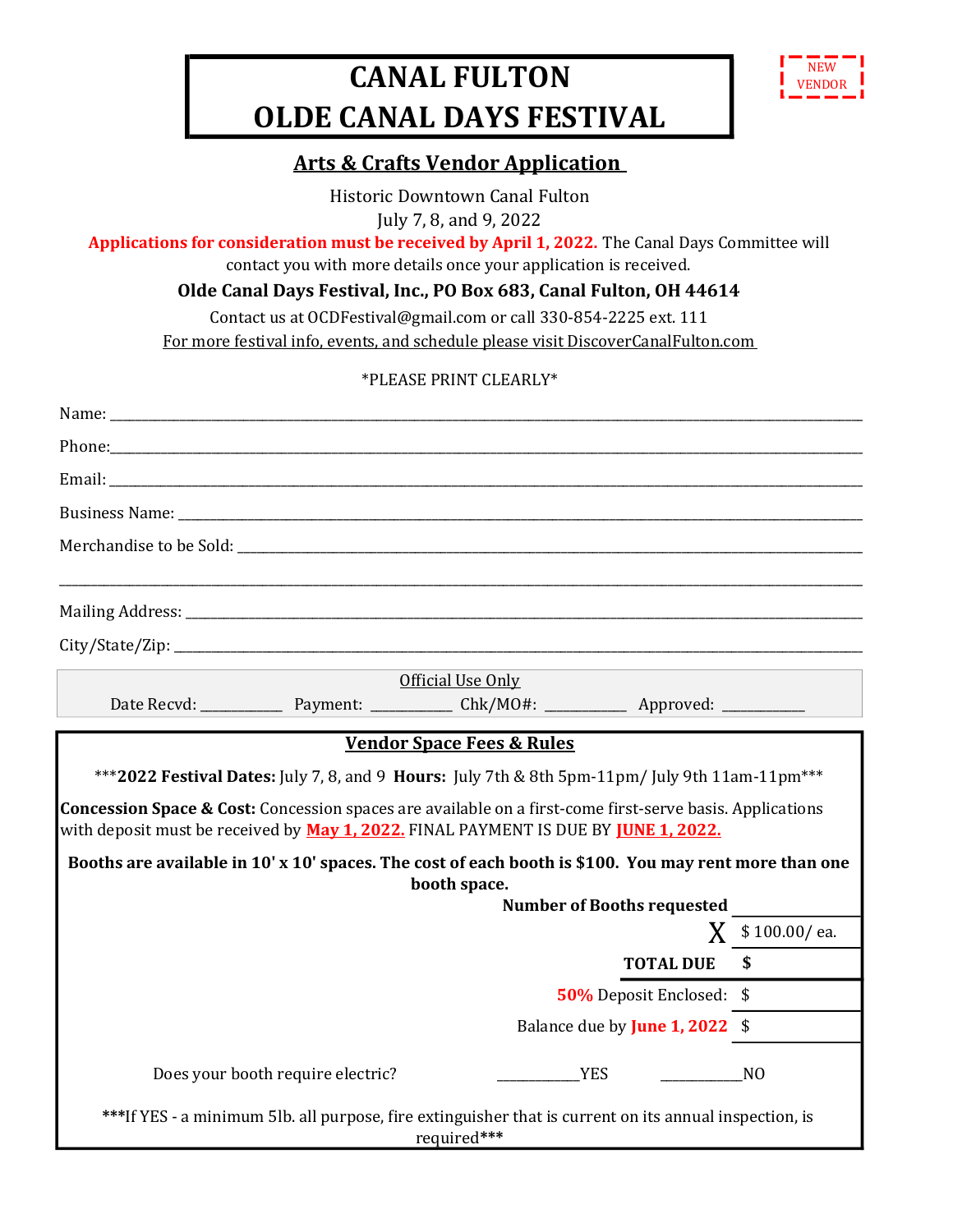NEW VENDOR

# CANAL FULTON
# OLDE CANAL DAYS FESTIVAL

## Arts & Crafts Vendor Application

Historic Downtown Canal Fulton
July 7, 8, and 9, 2022

**Applications for consideration must be received by April 1, 2022.** The Canal Days Committee will contact you with more details once your application is received.

**Olde Canal Days Festival, Inc., PO Box 683, Canal Fulton, OH 44614**

Contact us at OCDFestival@gmail.com or call 330-854-2225 ext. 111

For more festival info, events, and schedule please visit DiscoverCanalFulton.com

*PLEASE PRINT CLEARLY*

Name: ______________________________________________

Phone: ______________________________________________

Email: ______________________________________________

Business Name: ______________________________________________

Merchandise to be Sold: ______________________________________________

______________________________________________

Mailing Address: ______________________________________________

City/State/Zip: ______________________________________________

Official Use Only

Date Recvd: ___________ Payment: ___________ Chk/MO#: ___________ Approved: ___________

## Vendor Space Fees & Rules

***2022 Festival Dates:** July 7, 8, and 9 **Hours:** July 7th & 8th 5pm-11pm/ July 9th 11am-11pm***

**Concession Space & Cost:** Concession spaces are available on a first-come first-serve basis. Applications with deposit must be received by **May 1, 2022.** FINAL PAYMENT IS DUE BY **JUNE 1, 2022.**

**Booths are available in 10' x 10' spaces. The cost of each booth is $100. You may rent more than one booth space.**

| | |
|---|---|
| **Number of Booths requested** | |
| X | $ 100.00/ ea. |
| **TOTAL DUE** | $ |
| **50%** Deposit Enclosed: | $ |
| Balance due by **June 1, 2022** | $ |

Does your booth require electric? ___________YES ___________NO

***If YES - a minimum 5lb. all purpose, fire extinguisher that is current on its annual inspection, is required***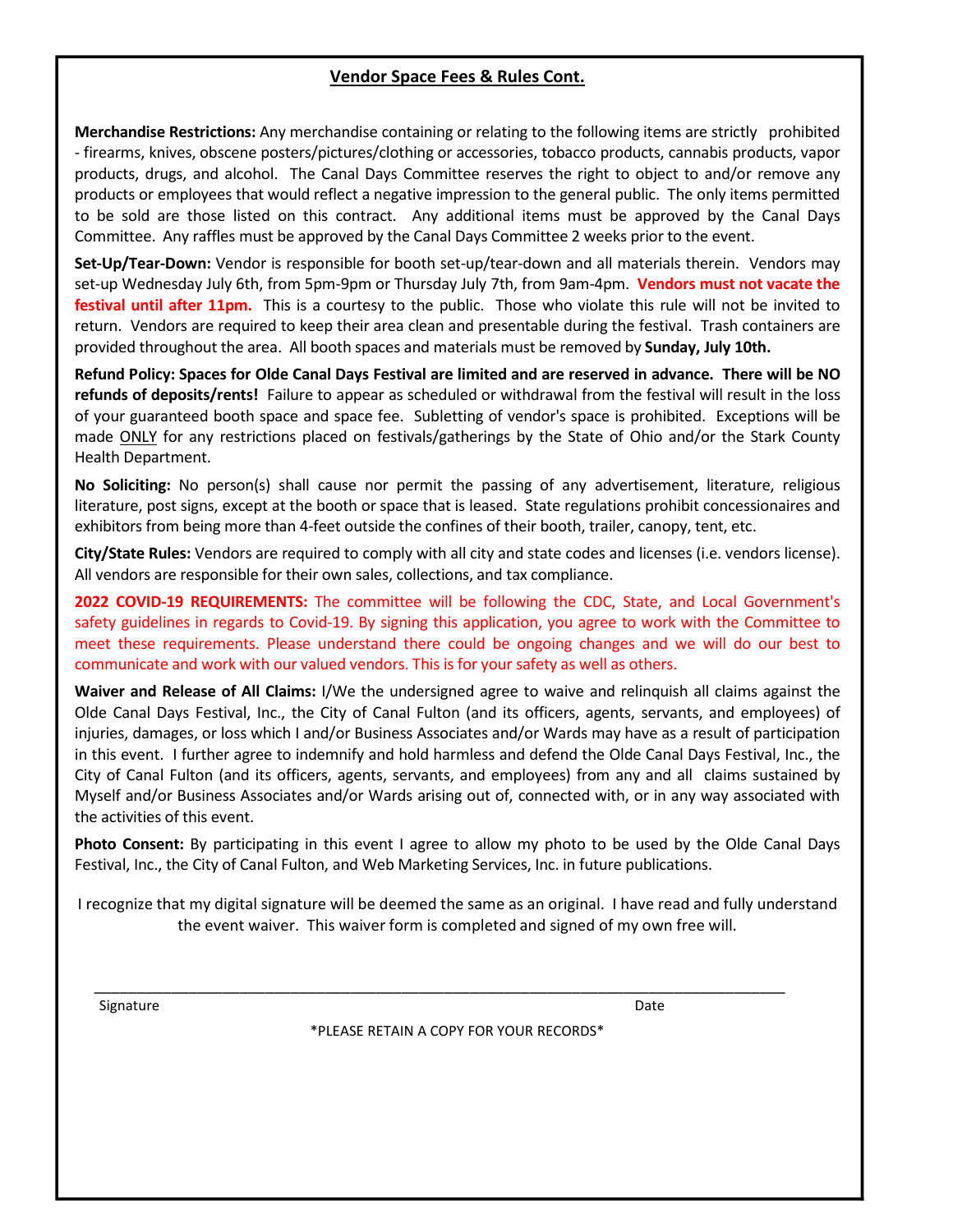## Vendor Space Fees & Rules Cont.

**Merchandise Restrictions:** Any merchandise containing or relating to the following items are strictly prohibited - firearms, knives, obscene posters/pictures/clothing or accessories, tobacco products, cannabis products, vapor products, drugs, and alcohol. The Canal Days Committee reserves the right to object to and/or remove any products or employees that would reflect a negative impression to the general public. The only items permitted to be sold are those listed on this contract. Any additional items must be approved by the Canal Days Committee. Any raffles must be approved by the Canal Days Committee 2 weeks prior to the event.

**Set-Up/Tear-Down:** Vendor is responsible for booth set-up/tear-down and all materials therein. Vendors may set-up Wednesday July 6th, from 5pm-9pm or Thursday July 7th, from 9am-4pm. **Vendors must not vacate the festival until after 11pm.** This is a courtesy to the public. Those who violate this rule will not be invited to return. Vendors are required to keep their area clean and presentable during the festival. Trash containers are provided throughout the area. All booth spaces and materials must be removed by **Sunday, July 10th.**

**Refund Policy: Spaces for Olde Canal Days Festival are limited and are reserved in advance. There will be NO refunds of deposits/rents!** Failure to appear as scheduled or withdrawal from the festival will result in the loss of your guaranteed booth space and space fee. Subletting of vendor's space is prohibited. Exceptions will be made ONLY for any restrictions placed on festivals/gatherings by the State of Ohio and/or the Stark County Health Department.

**No Soliciting:** No person(s) shall cause nor permit the passing of any advertisement, literature, religious literature, post signs, except at the booth or space that is leased. State regulations prohibit concessionaires and exhibitors from being more than 4-feet outside the confines of their booth, trailer, canopy, tent, etc.

**City/State Rules:** Vendors are required to comply with all city and state codes and licenses (i.e. vendors license). All vendors are responsible for their own sales, collections, and tax compliance.

**2022 COVID-19 REQUIREMENTS:** The committee will be following the CDC, State, and Local Government's safety guidelines in regards to Covid-19. By signing this application, you agree to work with the Committee to meet these requirements. Please understand there could be ongoing changes and we will do our best to communicate and work with our valued vendors. This is for your safety as well as others.

**Waiver and Release of All Claims:** I/We the undersigned agree to waive and relinquish all claims against the Olde Canal Days Festival, Inc., the City of Canal Fulton (and its officers, agents, servants, and employees) of injuries, damages, or loss which I and/or Business Associates and/or Wards may have as a result of participation in this event. I further agree to indemnify and hold harmless and defend the Olde Canal Days Festival, Inc., the City of Canal Fulton (and its officers, agents, servants, and employees) from any and all claims sustained by Myself and/or Business Associates and/or Wards arising out of, connected with, or in any way associated with the activities of this event.

**Photo Consent:** By participating in this event I agree to allow my photo to be used by the Olde Canal Days Festival, Inc., the City of Canal Fulton, and Web Marketing Services, Inc. in future publications.

I recognize that my digital signature will be deemed the same as an original. I have read and fully understand the event waiver. This waiver form is completed and signed of my own free will.

\_\_\_\_\_\_\_\_\_\_\_\_\_\_\_\_\_\_\_\_\_\_\_\_\_\_\_\_\_\_\_\_\_\_\_\_\_\_\_\_\_\_\_\_\_\_\_\_\_\_\_\_\_\_\_\_\_\_\_\_

Signature Date

*PLEASE RETAIN A COPY FOR YOUR RECORDS*